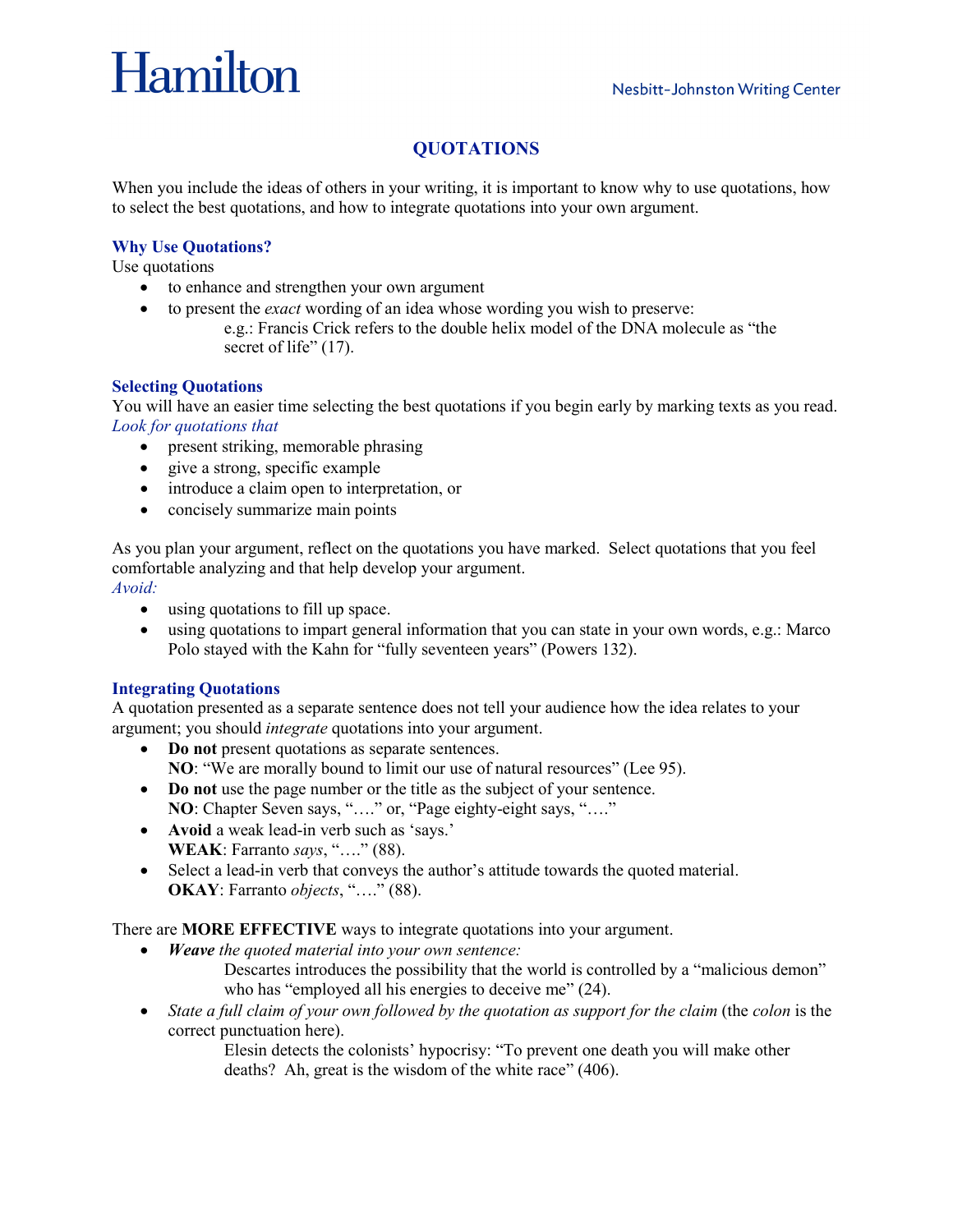Hamilton

Nesbitt-Johnston Writing Center

# QUOTATIONS

When you include the ideas of others in your writing, it is important to know why to use quotations, how to select the best quotations, and how to integrate quotations into your own argument.

## Why Use Quotations?

Use quotations

- to enhance and strengthen your own argument
- to present the *exact* wording of an idea whose wording you wish to preserve:

  e.g.: Francis Crick refers to the double helix model of the DNA molecule as "the secret of life" (17).

## Selecting Quotations

You will have an easier time selecting the best quotations if you begin early by marking texts as you read.

*Look for quotations that*

- present striking, memorable phrasing
- give a strong, specific example
- introduce a claim open to interpretation, or
- concisely summarize main points

As you plan your argument, reflect on the quotations you have marked. Select quotations that you feel comfortable analyzing and that help develop your argument.

*Avoid:*

- using quotations to fill up space.
- using quotations to impart general information that you can state in your own words, e.g.: Marco Polo stayed with the Kahn for "fully seventeen years" (Powers 132).

## Integrating Quotations

A quotation presented as a separate sentence does not tell your audience how the idea relates to your argument; you should *integrate* quotations into your argument.

- **Do not** present quotations as separate sentences.

  **NO**: "We are morally bound to limit our use of natural resources" (Lee 95).
- **Do not** use the page number or the title as the subject of your sentence.

  **NO**: Chapter Seven says, "…." or, "Page eighty-eight says, "…."
- **Avoid** a weak lead-in verb such as 'says.'

  **WEAK**: Farranto *says*, "…." (88).
- Select a lead-in verb that conveys the author's attitude towards the quoted material.

  **OKAY**: Farranto *objects*, "…." (88).

There are **MORE EFFECTIVE** ways to integrate quotations into your argument.

- ***Weave** the quoted material into your own sentence:*

  Descartes introduces the possibility that the world is controlled by a "malicious demon" who has "employed all his energies to deceive me" (24).
- *State a full claim of your own followed by the quotation as support for the claim* (the *colon* is the correct punctuation here).

  Elesin detects the colonists' hypocrisy: "To prevent one death you will make other deaths? Ah, great is the wisdom of the white race" (406).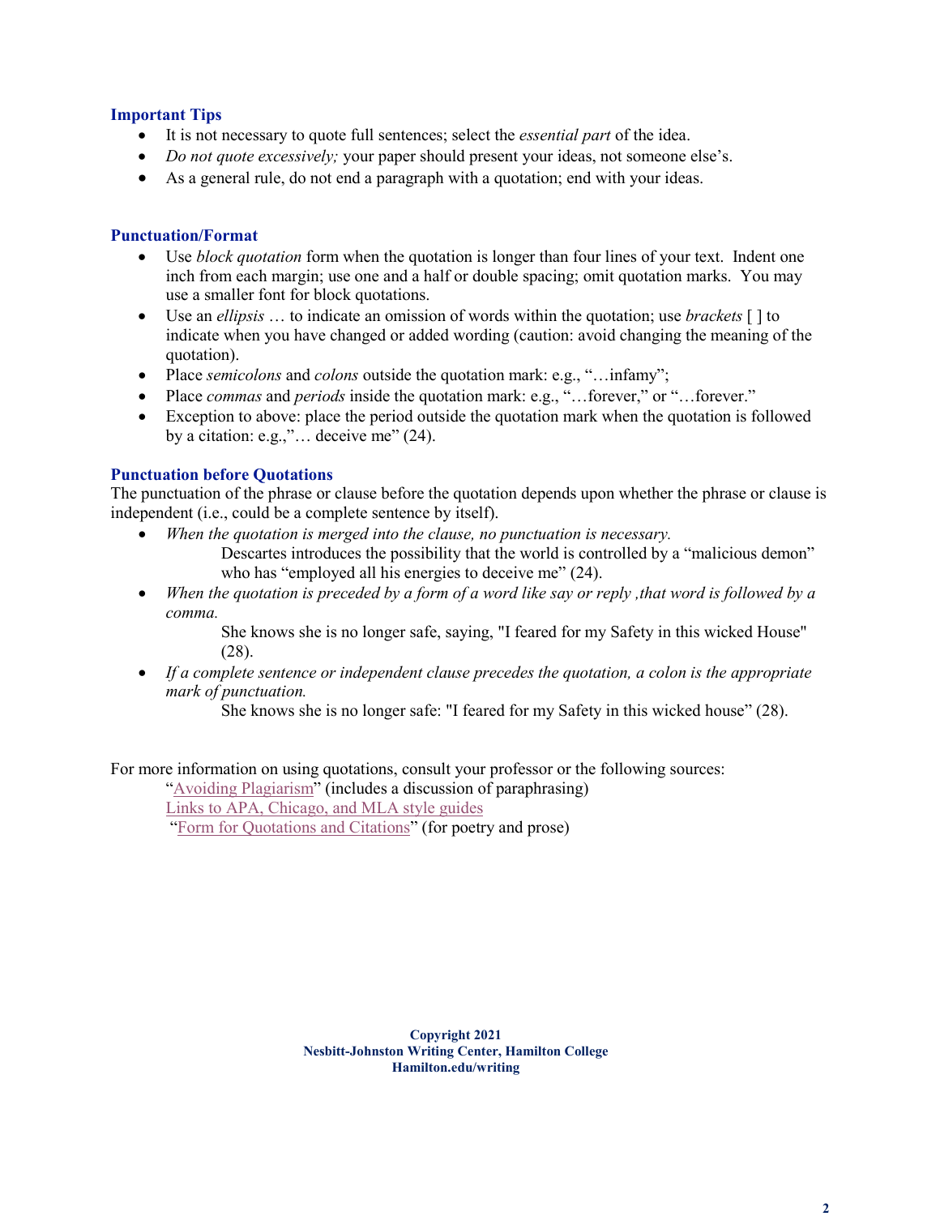### Important Tips

- It is not necessary to quote full sentences; select the *essential part* of the idea.
- *Do not quote excessively;* your paper should present your ideas, not someone else's.
- As a general rule, do not end a paragraph with a quotation; end with your ideas.

### Punctuation/Format

- Use *block quotation* form when the quotation is longer than four lines of your text. Indent one inch from each margin; use one and a half or double spacing; omit quotation marks. You may use a smaller font for block quotations.
- Use an *ellipsis* … to indicate an omission of words within the quotation; use *brackets* [ ] to indicate when you have changed or added wording (caution: avoid changing the meaning of the quotation).
- Place *semicolons* and *colons* outside the quotation mark: e.g., "…infamy";
- Place *commas* and *periods* inside the quotation mark: e.g., "…forever," or "…forever."
- Exception to above: place the period outside the quotation mark when the quotation is followed by a citation: e.g.,"… deceive me" (24).

### Punctuation before Quotations

The punctuation of the phrase or clause before the quotation depends upon whether the phrase or clause is independent (i.e., could be a complete sentence by itself).

- *When the quotation is merged into the clause, no punctuation is necessary.*

  Descartes introduces the possibility that the world is controlled by a "malicious demon" who has "employed all his energies to deceive me" (24).

- *When the quotation is preceded by a form of a word like say or reply ,that word is followed by a comma.*

  She knows she is no longer safe, saying, "I feared for my Safety in this wicked House" (28).

- *If a complete sentence or independent clause precedes the quotation, a colon is the appropriate mark of punctuation.*

  She knows she is no longer safe: "I feared for my Safety in this wicked house" (28).

For more information on using quotations, consult your professor or the following sources:

"Avoiding Plagiarism" (includes a discussion of paraphrasing)
Links to APA, Chicago, and MLA style guides
"Form for Quotations and Citations" (for poetry and prose)

**Copyright 2021**
**Nesbitt-Johnston Writing Center, Hamilton College**
**Hamilton.edu/writing**